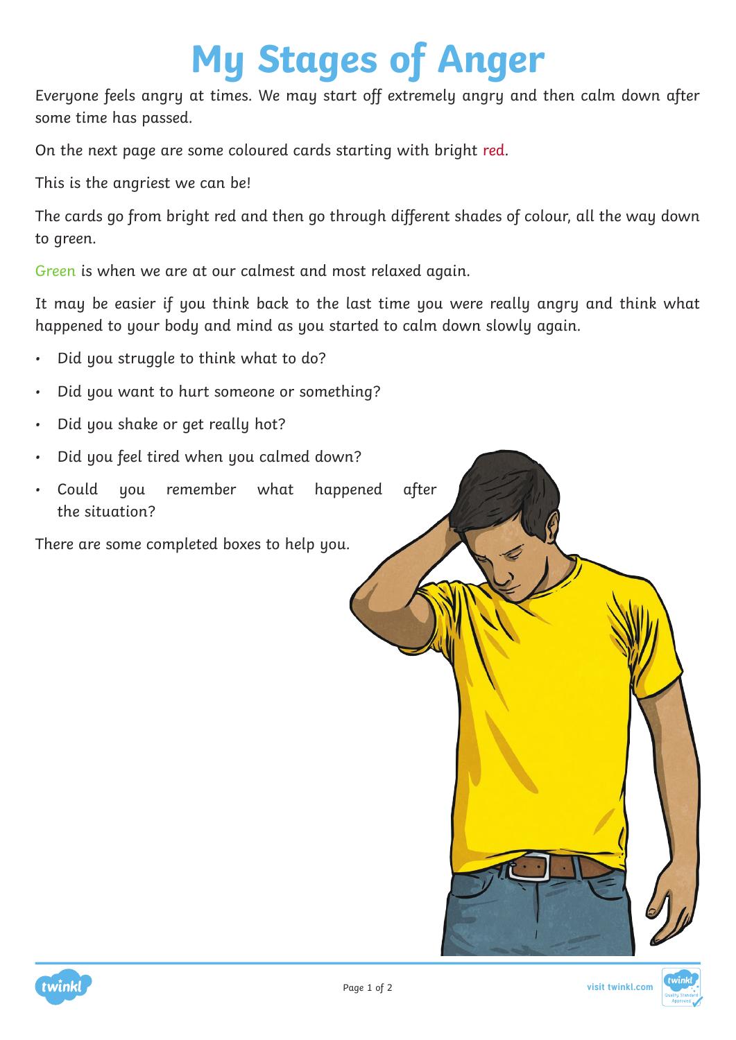# My Stages of Anger

Everyone feels angry at times. We may start off extremely angry and then calm down after some time has passed.

On the next page are some coloured cards starting with bright red.

This is the angriest we can be!

The cards go from bright red and then go through different shades of colour, all the way down to green.

Green is when we are at our calmest and most relaxed again.

It may be easier if you think back to the last time you were really angry and think what happened to your body and mind as you started to calm down slowly again.

- Did you struggle to think what to do?
- Did you want to hurt someone or something?
- Did you shake or get really hot?
- Did you feel tired when you calmed down?
- Could you remember what happened after the situation?

There are some completed boxes to help you.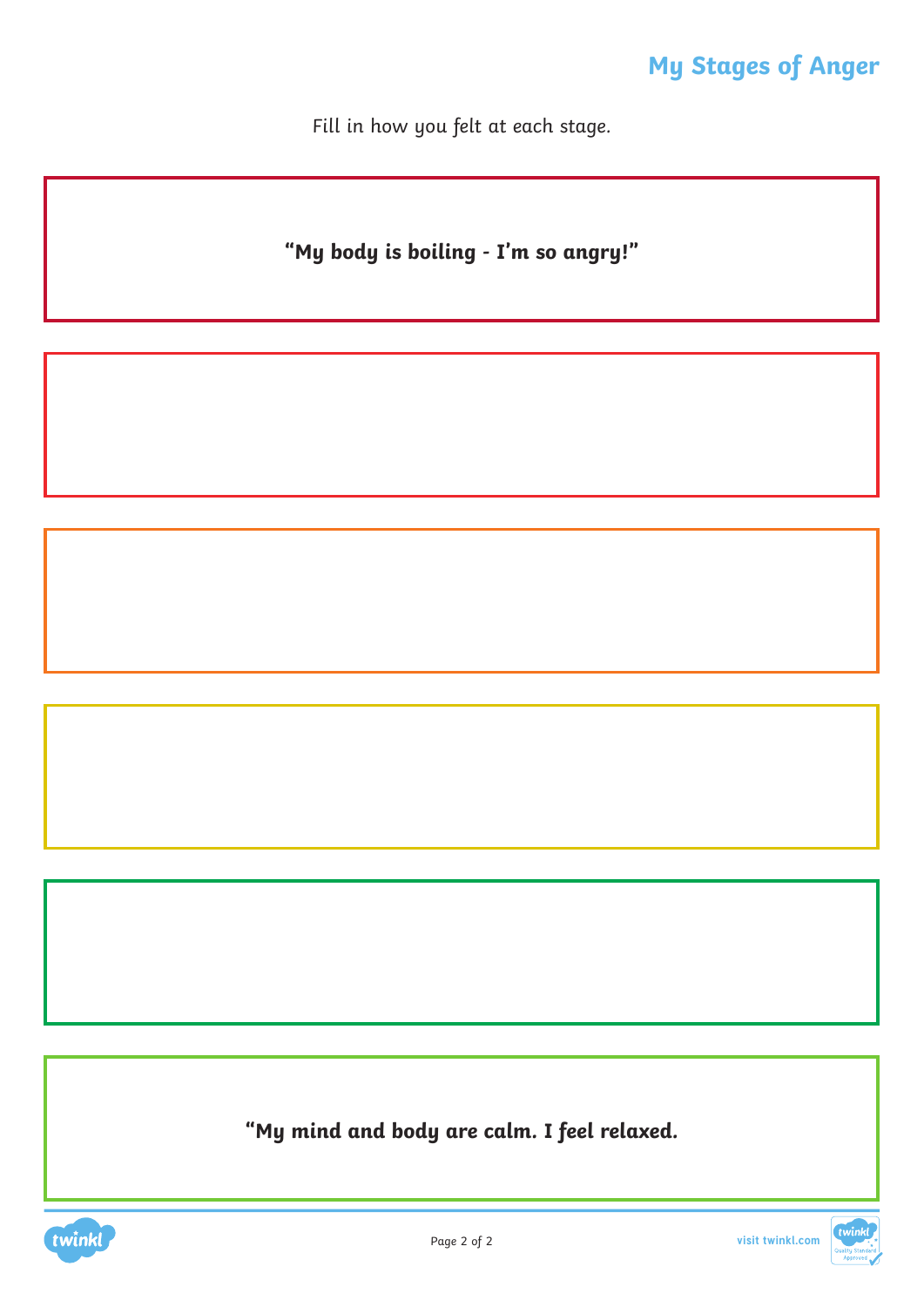# My Stages of Anger

Fill in how you felt at each stage.

**"My body is boiling - I'm so angry!"**

**"My mind and body are calm. I feel relaxed.**